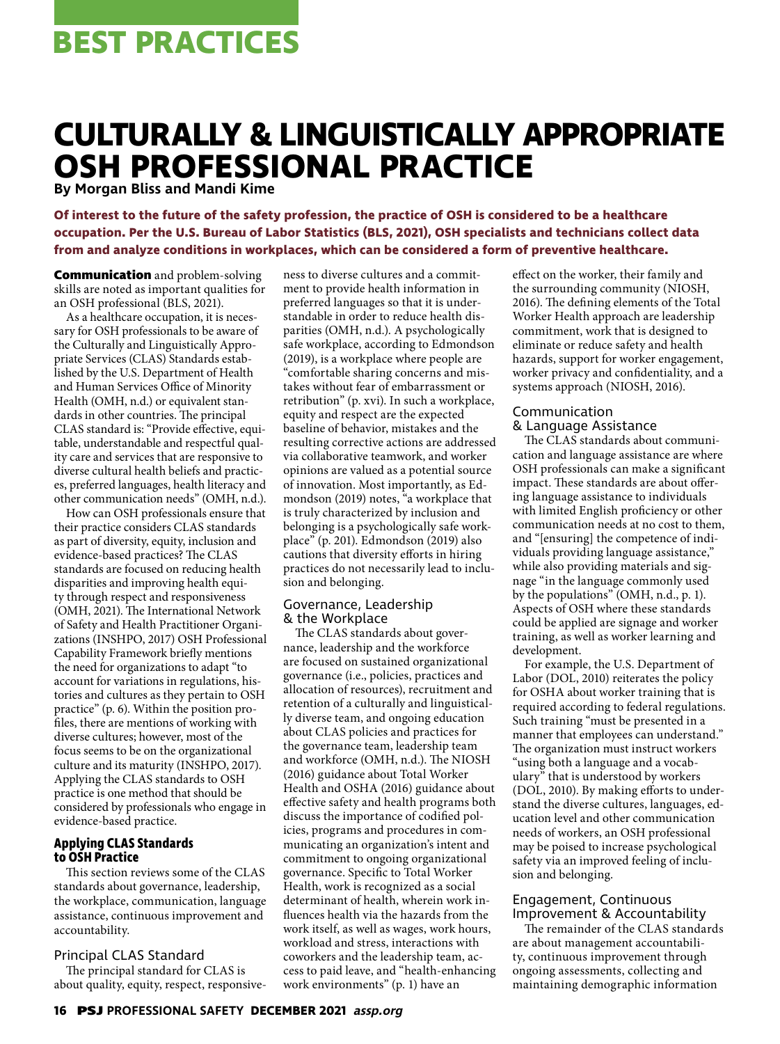BEST PRACTICES

# CULTURALLY & LINGUISTICALLY APPROPRIATE OSH PROFESSIONAL PRACTICE

**By Morgan Bliss and Mandi Kime**

**Of interest to the future of the safety profession, the practice of OSH is considered to be a healthcare occupation. Per the U.S. Bureau of Labor Statistics (BLS, 2021), OSH specialists and technicians collect data from and analyze conditions in workplaces, which can be considered a form of preventive healthcare.**

**Communication** and problem-solving skills are noted as important qualities for an OSH professional (BLS, 2021).

As a healthcare occupation, it is necessary for OSH professionals to be aware of the Culturally and Linguistically Appropriate Services (CLAS) Standards established by the U.S. Department of Health and Human Services Office of Minority Health (OMH, n.d.) or equivalent standards in other countries. The principal CLAS standard is: "Provide effective, equitable, understandable and respectful quality care and services that are responsive to diverse cultural health beliefs and practices, preferred languages, health literacy and other communication needs" (OMH, n.d.).

How can OSH professionals ensure that their practice considers CLAS standards as part of diversity, equity, inclusion and evidence-based practices? The CLAS standards are focused on reducing health disparities and improving health equity through respect and responsiveness (OMH, 2021). The International Network of Safety and Health Practitioner Organizations (INSHPO, 2017) OSH Professional Capability Framework briefly mentions the need for organizations to adapt "to account for variations in regulations, histories and cultures as they pertain to OSH practice" (p. 6). Within the position profiles, there are mentions of working with diverse cultures; however, most of the focus seems to be on the organizational culture and its maturity (INSHPO, 2017). Applying the CLAS standards to OSH practice is one method that should be considered by professionals who engage in evidence-based practice.

## Applying CLAS Standards to OSH Practice

This section reviews some of the CLAS standards about governance, leadership, the workplace, communication, language assistance, continuous improvement and accountability.

### Principal CLAS Standard

The principal standard for CLAS is about quality, equity, respect, responsiveness to diverse cultures and a commitment to provide health information in preferred languages so that it is understandable in order to reduce health disparities (OMH, n.d.). A psychologically safe workplace, according to Edmondson (2019), is a workplace where people are "comfortable sharing concerns and mistakes without fear of embarrassment or retribution" (p. xvi). In such a workplace, equity and respect are the expected baseline of behavior, mistakes and the resulting corrective actions are addressed via collaborative teamwork, and worker opinions are valued as a potential source of innovation. Most importantly, as Edmondson (2019) notes, "a workplace that is truly characterized by inclusion and belonging is a psychologically safe workplace" (p. 201). Edmondson (2019) also cautions that diversity efforts in hiring practices do not necessarily lead to inclusion and belonging.

### Governance, Leadership & the Workplace

The CLAS standards about governance, leadership and the workforce are focused on sustained organizational governance (i.e., policies, practices and allocation of resources), recruitment and retention of a culturally and linguistically diverse team, and ongoing education about CLAS policies and practices for the governance team, leadership team and workforce (OMH, n.d.). The NIOSH (2016) guidance about Total Worker Health and OSHA (2016) guidance about effective safety and health programs both discuss the importance of codified policies, programs and procedures in communicating an organization's intent and commitment to ongoing organizational governance. Specific to Total Worker Health, work is recognized as a social determinant of health, wherein work influences health via the hazards from the work itself, as well as wages, work hours, workload and stress, interactions with coworkers and the leadership team, access to paid leave, and "health-enhancing work environments" (p. 1) have an effect on the worker, their family and the surrounding community (NIOSH, 2016). The defining elements of the Total Worker Health approach are leadership commitment, work that is designed to eliminate or reduce safety and health hazards, support for worker engagement, worker privacy and confidentiality, and a systems approach (NIOSH, 2016).

### Communication & Language Assistance

The CLAS standards about communication and language assistance are where OSH professionals can make a significant impact. These standards are about offering language assistance to individuals with limited English proficiency or other communication needs at no cost to them, and "[ensuring] the competence of individuals providing language assistance," while also providing materials and signage "in the language commonly used by the populations" (OMH, n.d., p. 1). Aspects of OSH where these standards could be applied are signage and worker training, as well as worker learning and development.

For example, the U.S. Department of Labor (DOL, 2010) reiterates the policy for OSHA about worker training that is required according to federal regulations. Such training "must be presented in a manner that employees can understand." The organization must instruct workers "using both a language and a vocabulary" that is understood by workers (DOL, 2010). By making efforts to understand the diverse cultures, languages, education level and other communication needs of workers, an OSH professional may be poised to increase psychological safety via an improved feeling of inclusion and belonging.

### Engagement, Continuous Improvement & Accountability

The remainder of the CLAS standards are about management accountability, continuous improvement through ongoing assessments, collecting and maintaining demographic information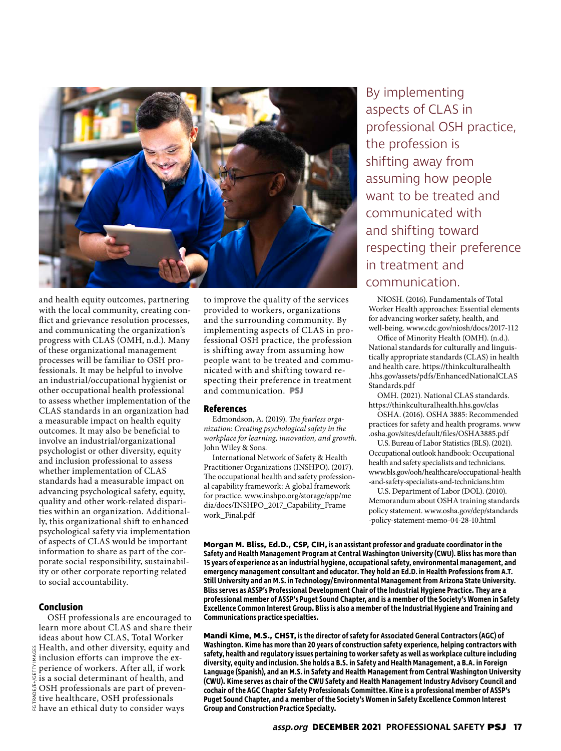and health equity outcomes, partnering with the local community, creating conflict and grievance resolution processes, and communicating the organization's progress with CLAS (OMH, n.d.). Many of these organizational management processes will be familiar to OSH professionals. It may be helpful to involve an industrial/occupational hygienist or other occupational health professional to assess whether implementation of the CLAS standards in an organization had a measurable impact on health equity outcomes. It may also be beneficial to involve an industrial/organizational psychologist or other diversity, equity and inclusion professional to assess whether implementation of CLAS standards had a measurable impact on advancing psychological safety, equity, quality and other work-related disparities within an organization. Additionally, this organizational shift to enhanced psychological safety via implementation of aspects of CLAS would be important information to share as part of the corporate social responsibility, sustainability or other corporate reporting related to social accountability.

## Conclusion

OSH professionals are encouraged to learn more about CLAS and share their ideas about how CLAS, Total Worker Health, and other diversity, equity and inclusion efforts can improve the experience of workers. After all, if work is a social determinant of health, and OSH professionals are part of preventive healthcare, OSH professionals have an ethical duty to consider ways to improve the quality of the services provided to workers, organizations and the surrounding community. By implementing aspects of CLAS in professional OSH practice, the profession is shifting away from assuming how people want to be treated and communicated with and shifting toward respecting their preference in treatment and communication. **PSJ**

By implementing aspects of CLAS in professional OSH practice, the profession is shifting away from assuming how people want to be treated and communicated with and shifting toward respecting their preference in treatment and communication.

## References

Edmondson, A. (2019). *The fearless organization: Creating psychological safety in the workplace for learning, innovation, and growth.* John Wiley & Sons.

International Network of Safety & Health Practitioner Organizations (INSHPO). (2017). The occupational health and safety professional capability framework: A global framework for practice. www.inshpo.org/storage/app/media/docs/INSHPO_2017_Capability_Framework_Final.pdf

NIOSH. (2016). Fundamentals of Total Worker Health approaches: Essential elements for advancing worker safety, health, and well-being. www.cdc.gov/niosh/docs/2017-112

Office of Minority Health (OMH). (n.d.). National standards for culturally and linguistically appropriate standards (CLAS) in health and health care. https://thinkculturalhealth.hhs.gov/assets/pdfs/EnhancedNationalCLASStandards.pdf

OMH. (2021). National CLAS standards. https://thinkculturalhealth.hhs.gov/clas

OSHA. (2016). OSHA 3885: Recommended practices for safety and health programs. www.osha.gov/sites/default/files/OSHA3885.pdf

U.S. Bureau of Labor Statistics (BLS). (2021). Occupational outlook handbook: Occupational health and safety specialists and technicians. www.bls.gov/ooh/healthcare/occupational-health-and-safety-specialists-and-technicians.htm

U.S. Department of Labor (DOL). (2010). Memorandum about OSHA training standards policy statement. www.osha.gov/dep/standards-policy-statement-memo-04-28-10.html

**Morgan M. Bliss, Ed.D., CSP, CIH, is an assistant professor and graduate coordinator in the Safety and Health Management Program at Central Washington University (CWU). Bliss has more than 15 years of experience as an industrial hygiene, occupational safety, environmental management, and emergency management consultant and educator. They hold an Ed.D. in Health Professions from A.T. Still University and an M.S. in Technology/Environmental Management from Arizona State University. Bliss serves as ASSP's Professional Development Chair of the Industrial Hygiene Practice. They are a professional member of ASSP's Puget Sound Chapter, and is a member of the Society's Women in Safety Excellence Common Interest Group. Bliss is also a member of the Industrial Hygiene and Training and Communications practice specialties.**

**Mandi Kime, M.S., CHST, is the director of safety for Associated General Contractors (AGC) of Washington. Kime has more than 20 years of construction safety experience, helping contractors with safety, health and regulatory issues pertaining to worker safety as well as workplace culture including diversity, equity and inclusion. She holds a B.S. in Safety and Health Management, a B.A. in Foreign Language (Spanish), and an M.S. in Safety and Health Management from Central Washington University (CWU). Kime serves as chair of the CWU Safety and Health Management Industry Advisory Council and cochair of the AGC Chapter Safety Professionals Committee. Kine is a professional member of ASSP's Puget Sound Chapter, and a member of the Society's Women in Safety Excellence Common Interest Group and Construction Practice Specialty.**